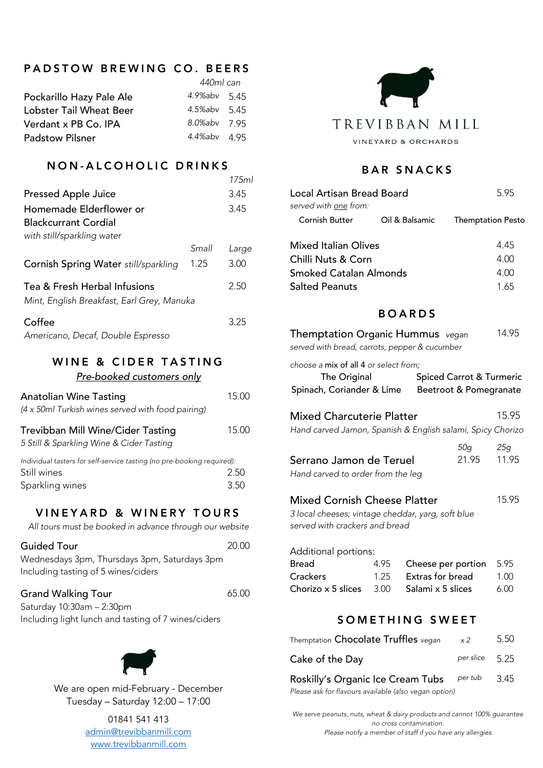# TREVIBBAN MILL

VINEYARD & ORCHARDS

## PADSTOW BREWING CO. BEERS

| | | *440ml can* |
|---|---|---|
| Pockarillo Hazy Pale Ale | *4.9%abv* | 5.45 |
| Lobster Tail Wheat Beer | *4.5%abv* | 5.45 |
| Verdant x PB Co. IPA | *8.0%abv* | 7.95 |
| Padstow Pilsner | *4.4%abv* | 4.95 |

## NON-ALCOHOLIC DRINKS

| | | *175ml* |
|---|---|---|
| Pressed Apple Juice | | 3.45 |
| Homemade Elderflower or Blackcurrant Cordial *with still/sparkling water* | | 3.45 |
| | *Small* | *Large* |
| Cornish Spring Water *still/sparkling* | 1.25 | 3.00 |
| Tea & Fresh Herbal Infusions *Mint, English Breakfast, Earl Grey, Manuka* | | 2.50 |
| Coffee *Americano, Decaf, Double Espresso* | | 3.25 |

## WINE & CIDER TASTING

*Pre-booked customers only*

Anatolian Wine Tasting — 15.00
*(4 x 50ml Turkish wines served with food pairing)*

Trevibban Mill Wine/Cider Tasting — 15.00
*5 Still & Sparkling Wine & Cider Tasting*

*Individual tasters for self-service tasting (no pre-booking required):*

| | |
|---|---|
| Still wines | 2.50 |
| Sparkling wines | 3.50 |

## VINEYARD & WINERY TOURS

*All tours must be booked in advance through our website*

Guided Tour — 20.00
Wednesdays 3pm, Thursdays 3pm, Saturdays 3pm
Including tasting of 5 wines/ciders

Grand Walking Tour — 65.00
Saturday 10:30am – 2:30pm
Including light lunch and tasting of 7 wines/ciders

We are open mid-February - December
Tuesday – Saturday 12:00 – 17:00

01841 541 413
admin@trevibbanmill.com
www.trevibbanmill.com

## BAR SNACKS

Local Artisan Bread Board — 5.95
*served with one from:*
Cornish Butter | Oil & Balsamic | Themptation Pesto

| | |
|---|---|
| Mixed Italian Olives | 4.45 |
| Chilli Nuts & Corn | 4.00 |
| Smoked Catalan Almonds | 4.00 |
| Salted Peanuts | 1.65 |

## BOARDS

Themptation Organic Hummus *vegan* — 14.95
*served with bread, carrots, pepper & cucumber*

*choose a* mix of all 4 *or select from;*
The Original | Spiced Carrot & Turmeric
Spinach, Coriander & Lime | Beetroot & Pomegranate

Mixed Charcuterie Platter — 15.95
*Hand carved Jamon, Spanish & English salami, Spicy Chorizo*

| | *50g* | *25g* |
|---|---|---|
| Serrano Jamon de Teruel *Hand carved to order from the leg* | 21.95 | 11.95 |

Mixed Cornish Cheese Platter — 15.95
*3 local cheeses; vintage cheddar, yarg, soft blue served with crackers and bread*

Additional portions:

| | | | |
|---|---|---|---|
| Bread | 4.95 | Cheese per portion | 5.95 |
| Crackers | 1.25 | Extras for bread | 1.00 |
| Chorizo x 5 slices | 3.00 | Salami x 5 slices | 6.00 |

## SOMETHING SWEET

| | | |
|---|---|---|
| Themptation Chocolate Truffles *vegan* | *x 2* | 5.50 |
| Cake of the Day | *per slice* | 5.25 |
| Roskilly's Organic Ice Cream Tubs *Please ask for flavours available (also vegan option)* | *per tub* | 3.45 |

*We serve peanuts, nuts, wheat & dairy products and cannot 100% guarantee no cross contamination.*
*Please notify a member of staff if you have any allergies.*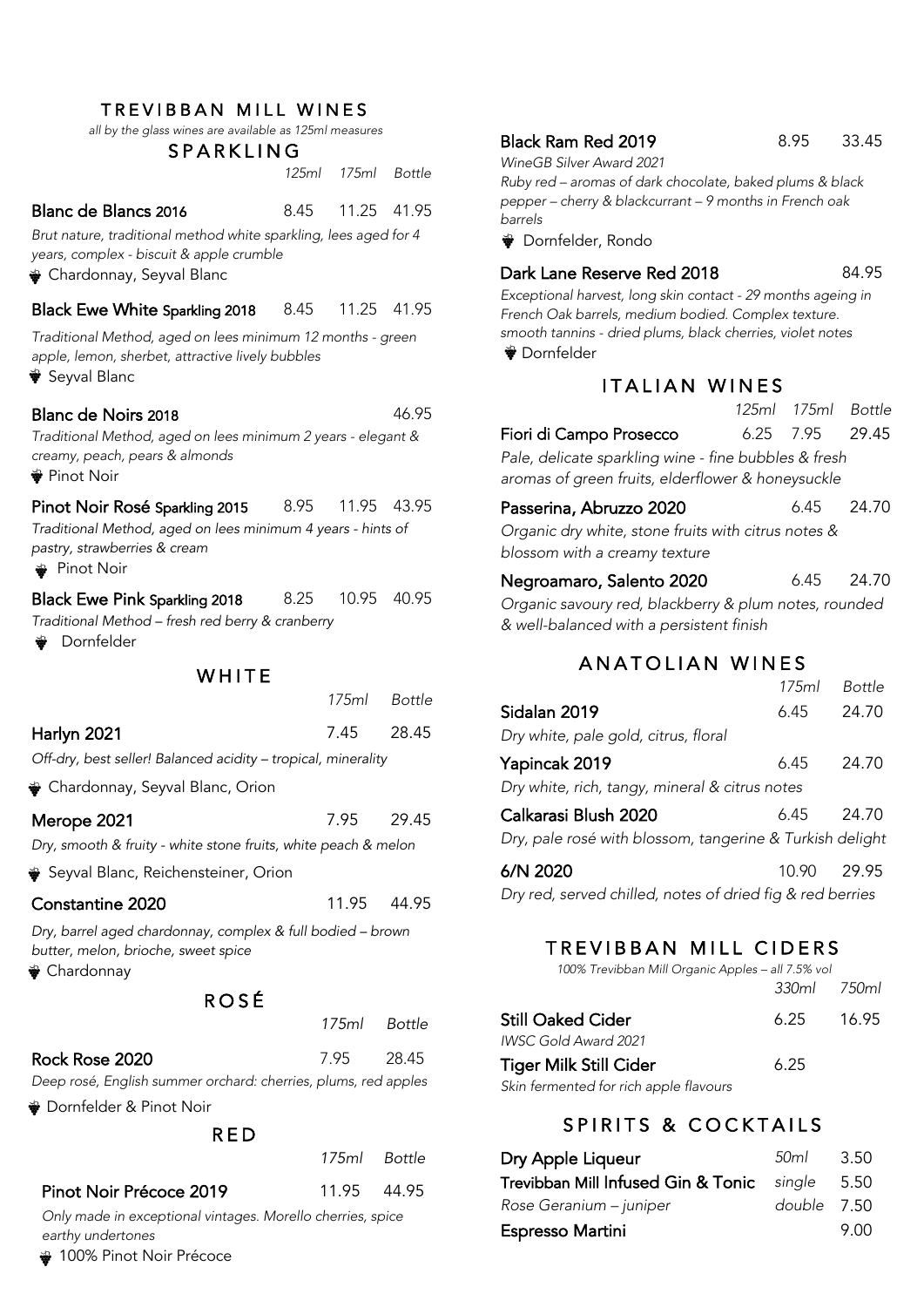# TREVIBBAN MILL WINES

*all by the glass wines are available as 125ml measures*

## SPARKLING

| | 125ml | 175ml | Bottle |
|---|---|---|---|
| **Blanc de Blancs 2016** | 8.45 | 11.25 | 41.95 |
| **Black Ewe White Sparkling 2018** | 8.45 | 11.25 | 41.95 |
| **Blanc de Noirs 2018** | | | 46.95 |
| **Pinot Noir Rosé Sparkling 2015** | 8.95 | 11.95 | 43.95 |
| **Black Ewe Pink Sparkling 2018** | 8.25 | 10.95 | 40.95 |

**Blanc de Blancs 2016**
*Brut nature, traditional method white sparkling, lees aged for 4 years, complex - biscuit & apple crumble*
Chardonnay, Seyval Blanc

**Black Ewe White Sparkling 2018**
*Traditional Method, aged on lees minimum 12 months - green apple, lemon, sherbet, attractive lively bubbles*
Seyval Blanc

**Blanc de Noirs 2018**
*Traditional Method, aged on lees minimum 2 years - elegant & creamy, peach, pears & almonds*
Pinot Noir

**Pinot Noir Rosé Sparkling 2015**
*Traditional Method, aged on lees minimum 4 years - hints of pastry, strawberries & cream*
Pinot Noir

**Black Ewe Pink Sparkling 2018**
*Traditional Method – fresh red berry & cranberry*
Dornfelder

## WHITE

| | 175ml | Bottle |
|---|---|---|
| **Harlyn 2021** | 7.45 | 28.45 |
| **Merope 2021** | 7.95 | 29.45 |
| **Constantine 2020** | 11.95 | 44.95 |

**Harlyn 2021**
*Off-dry, best seller! Balanced acidity – tropical, minerality*
Chardonnay, Seyval Blanc, Orion

**Merope 2021**
*Dry, smooth & fruity - white stone fruits, white peach & melon*
Seyval Blanc, Reichensteiner, Orion

**Constantine 2020**
*Dry, barrel aged chardonnay, complex & full bodied – brown butter, melon, brioche, sweet spice*
Chardonnay

## ROSÉ

| | 175ml | Bottle |
|---|---|---|
| **Rock Rose 2020** | 7.95 | 28.45 |

*Deep rosé, English summer orchard: cherries, plums, red apples*
Dornfelder & Pinot Noir

## RED

| | 175ml | Bottle |
|---|---|---|
| **Pinot Noir Précoce 2019** | 11.95 | 44.95 |
| **Black Ram Red 2019** | 8.95 | 33.45 |
| **Dark Lane Reserve Red 2018** | | 84.95 |

**Pinot Noir Précoce 2019**
*Only made in exceptional vintages. Morello cherries, spice earthy undertones*
100% Pinot Noir Précoce

**Black Ram Red 2019**
*WineGB Silver Award 2021*
*Ruby red – aromas of dark chocolate, baked plums & black pepper – cherry & blackcurrant – 9 months in French oak barrels*
Dornfelder, Rondo

**Dark Lane Reserve Red 2018**
*Exceptional harvest, long skin contact - 29 months ageing in French Oak barrels, medium bodied. Complex texture. smooth tannins - dried plums, black cherries, violet notes*
Dornfelder

## ITALIAN WINES

| | 125ml | 175ml | Bottle |
|---|---|---|---|
| **Fiori di Campo Prosecco** | 6.25 | 7.95 | 29.45 |
| **Passerina, Abruzzo 2020** | | 6.45 | 24.70 |
| **Negroamaro, Salento 2020** | | 6.45 | 24.70 |

**Fiori di Campo Prosecco**
*Pale, delicate sparkling wine - fine bubbles & fresh aromas of green fruits, elderflower & honeysuckle*

**Passerina, Abruzzo 2020**
*Organic dry white, stone fruits with citrus notes & blossom with a creamy texture*

**Negroamaro, Salento 2020**
*Organic savoury red, blackberry & plum notes, rounded & well-balanced with a persistent finish*

## ANATOLIAN WINES

| | 175ml | Bottle |
|---|---|---|
| **Sidalan 2019** | 6.45 | 24.70 |
| **Yapincak 2019** | 6.45 | 24.70 |
| **Calkarasi Blush 2020** | 6.45 | 24.70 |
| **6/N 2020** | 10.90 | 29.95 |

**Sidalan 2019**
*Dry white, pale gold, citrus, floral*

**Yapincak 2019**
*Dry white, rich, tangy, mineral & citrus notes*

**Calkarasi Blush 2020**
*Dry, pale rosé with blossom, tangerine & Turkish delight*

**6/N 2020**
*Dry red, served chilled, notes of dried fig & red berries*

## TREVIBBAN MILL CIDERS

*100% Trevibban Mill Organic Apples – all 7.5% vol*

| | 330ml | 750ml |
|---|---|---|
| **Still Oaked Cider** | 6.25 | 16.95 |
| **Tiger Milk Still Cider** | 6.25 | |

**Still Oaked Cider**
*IWSC Gold Award 2021*

**Tiger Milk Still Cider**
*Skin fermented for rich apple flavours*

## SPIRITS & COCKTAILS

| | | |
|---|---|---|
| **Dry Apple Liqueur** | 50ml | 3.50 |
| **Trevibban Mill Infused Gin & Tonic** | single | 5.50 |
| *Rose Geranium – juniper* | double | 7.50 |
| **Espresso Martini** | | 9.00 |